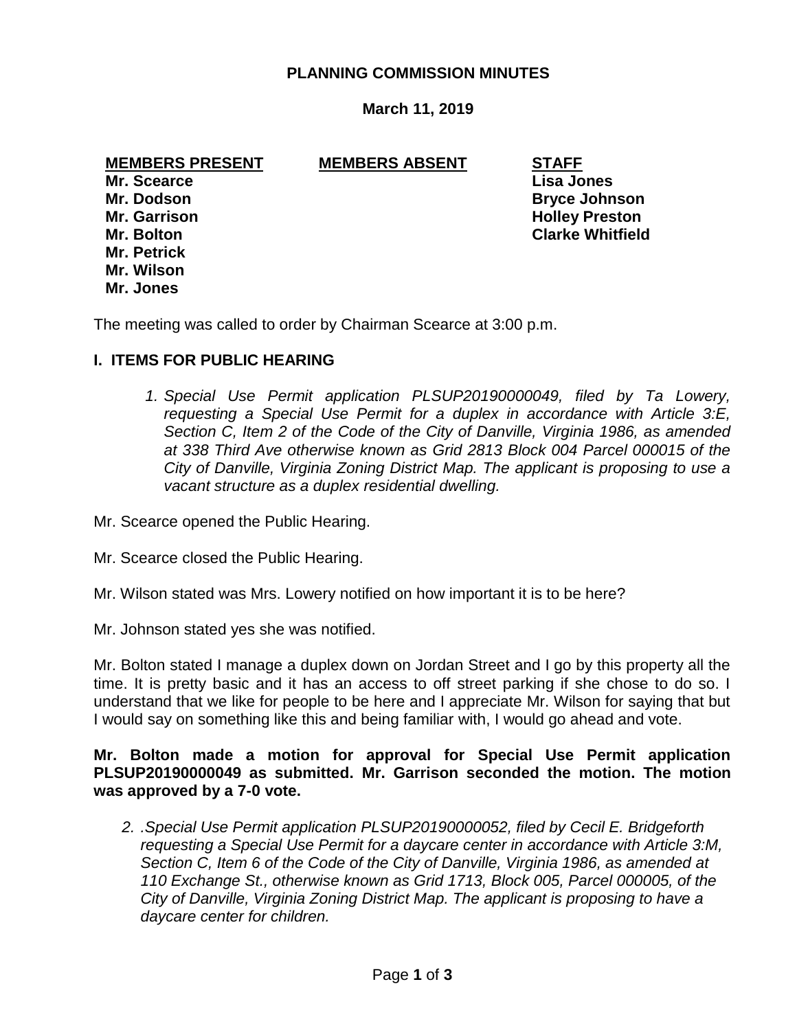# PLANNING COMMISSION MINUTES

**March 11, 2019**

| **MEMBERS PRESENT** | **MEMBERS ABSENT** | **STAFF** |
|---|---|---|
| **Mr. Scearce** | | **Lisa Jones** |
| **Mr. Dodson** | | **Bryce Johnson** |
| **Mr. Garrison** | | **Holley Preston** |
| **Mr. Bolton** | | **Clarke Whitfield** |
| **Mr. Petrick** | | |
| **Mr. Wilson** | | |
| **Mr. Jones** | | |

The meeting was called to order by Chairman Scearce at 3:00 p.m.

## I. ITEMS FOR PUBLIC HEARING

1. *Special Use Permit application PLSUP20190000049, filed by Ta Lowery, requesting a Special Use Permit for a duplex in accordance with Article 3:E, Section C, Item 2 of the Code of the City of Danville, Virginia 1986, as amended at 338 Third Ave otherwise known as Grid 2813 Block 004 Parcel 000015 of the City of Danville, Virginia Zoning District Map. The applicant is proposing to use a vacant structure as a duplex residential dwelling.*

Mr. Scearce opened the Public Hearing.

Mr. Scearce closed the Public Hearing.

Mr. Wilson stated was Mrs. Lowery notified on how important it is to be here?

Mr. Johnson stated yes she was notified.

Mr. Bolton stated I manage a duplex down on Jordan Street and I go by this property all the time. It is pretty basic and it has an access to off street parking if she chose to do so. I understand that we like for people to be here and I appreciate Mr. Wilson for saying that but I would say on something like this and being familiar with, I would go ahead and vote.

**Mr. Bolton made a motion for approval for Special Use Permit application PLSUP20190000049 as submitted. Mr. Garrison seconded the motion. The motion was approved by a 7-0 vote.**

2. *.Special Use Permit application PLSUP20190000052, filed by Cecil E. Bridgeforth requesting a Special Use Permit for a daycare center in accordance with Article 3:M, Section C, Item 6 of the Code of the City of Danville, Virginia 1986, as amended at 110 Exchange St., otherwise known as Grid 1713, Block 005, Parcel 000005, of the City of Danville, Virginia Zoning District Map. The applicant is proposing to have a daycare center for children.*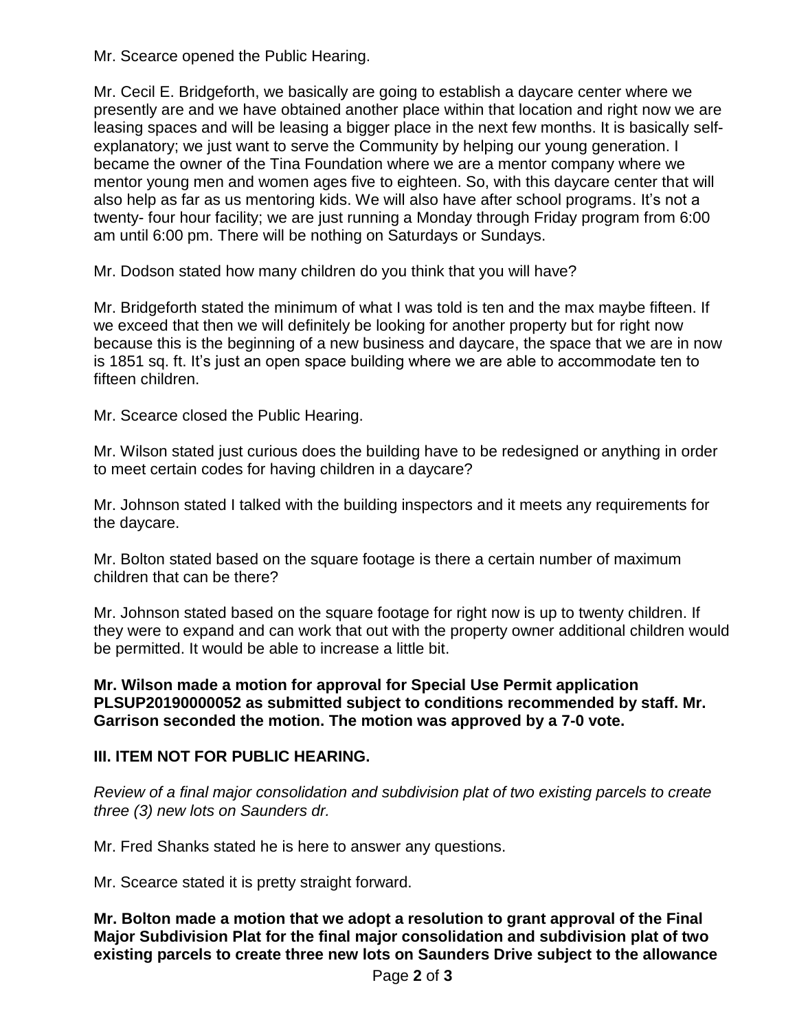Mr. Scearce opened the Public Hearing.

Mr. Cecil E. Bridgeforth, we basically are going to establish a daycare center where we presently are and we have obtained another place within that location and right now we are leasing spaces and will be leasing a bigger place in the next few months. It is basically self-explanatory; we just want to serve the Community by helping our young generation. I became the owner of the Tina Foundation where we are a mentor company where we mentor young men and women ages five to eighteen. So, with this daycare center that will also help as far as us mentoring kids. We will also have after school programs. It's not a twenty- four hour facility; we are just running a Monday through Friday program from 6:00 am until 6:00 pm. There will be nothing on Saturdays or Sundays.

Mr. Dodson stated how many children do you think that you will have?

Mr. Bridgeforth stated the minimum of what I was told is ten and the max maybe fifteen. If we exceed that then we will definitely be looking for another property but for right now because this is the beginning of a new business and daycare, the space that we are in now is 1851 sq. ft. It's just an open space building where we are able to accommodate ten to fifteen children.

Mr. Scearce closed the Public Hearing.

Mr. Wilson stated just curious does the building have to be redesigned or anything in order to meet certain codes for having children in a daycare?

Mr. Johnson stated I talked with the building inspectors and it meets any requirements for the daycare.

Mr. Bolton stated based on the square footage is there a certain number of maximum children that can be there?

Mr. Johnson stated based on the square footage for right now is up to twenty children. If they were to expand and can work that out with the property owner additional children would be permitted. It would be able to increase a little bit.

**Mr. Wilson made a motion for approval for Special Use Permit application PLSUP20190000052 as submitted subject to conditions recommended by staff. Mr. Garrison seconded the motion. The motion was approved by a 7-0 vote.**

## III. ITEM NOT FOR PUBLIC HEARING.

*Review of a final major consolidation and subdivision plat of two existing parcels to create three (3) new lots on Saunders dr.*

Mr. Fred Shanks stated he is here to answer any questions.

Mr. Scearce stated it is pretty straight forward.

**Mr. Bolton made a motion that we adopt a resolution to grant approval of the Final Major Subdivision Plat for the final major consolidation and subdivision plat of two existing parcels to create three new lots on Saunders Drive subject to the allowance**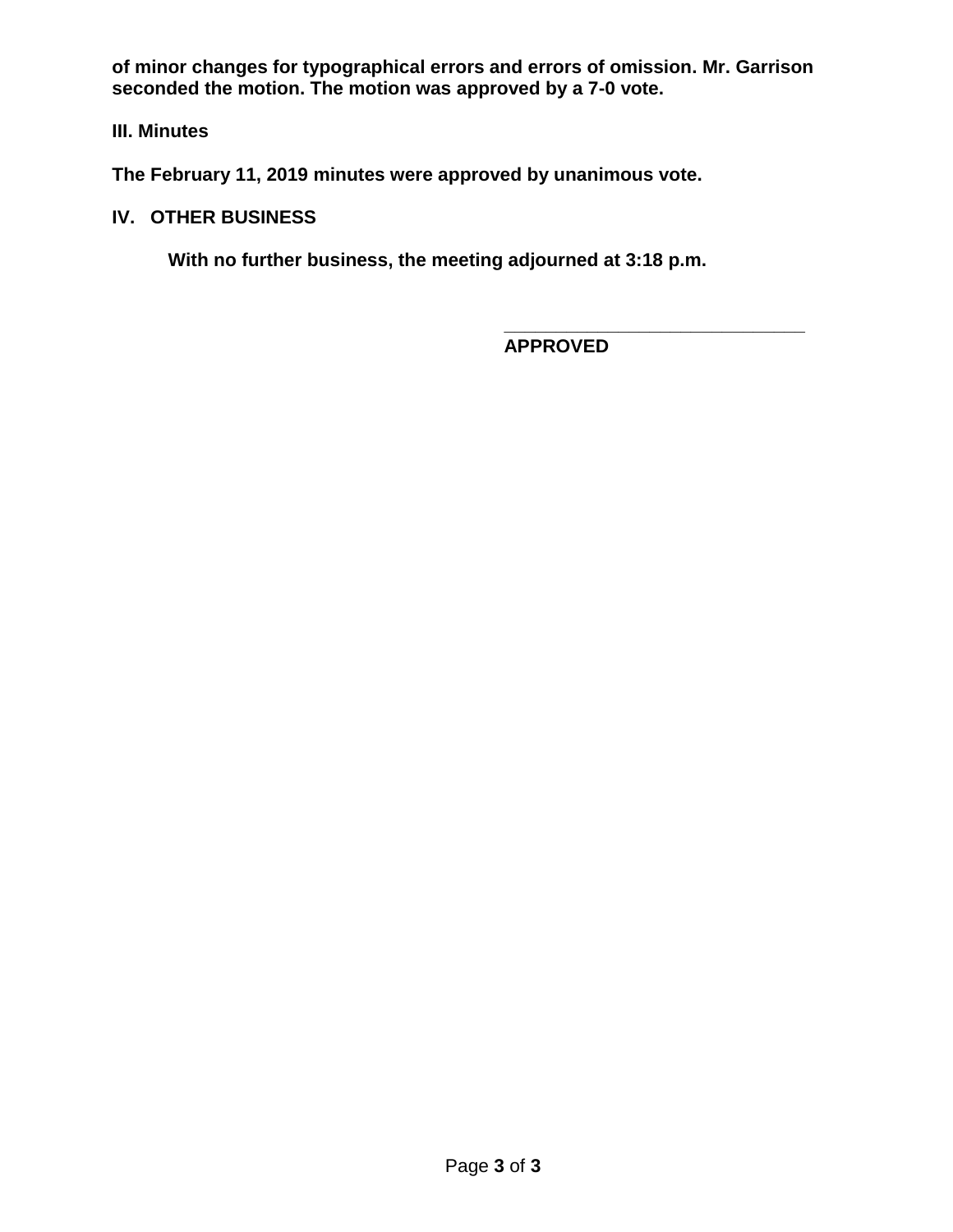**of minor changes for typographical errors and errors of omission. Mr. Garrison seconded the motion. The motion was approved by a 7-0 vote.**

**III. Minutes**

**The February 11, 2019 minutes were approved by unanimous vote.**

**IV. OTHER BUSINESS**

**With no further business, the meeting adjourned at 3:18 p.m.**

\_\_\_\_\_\_\_\_\_\_\_\_\_\_\_\_\_\_\_\_\_\_\_\_\_\_\_\_\_\_\_\_

**APPROVED**